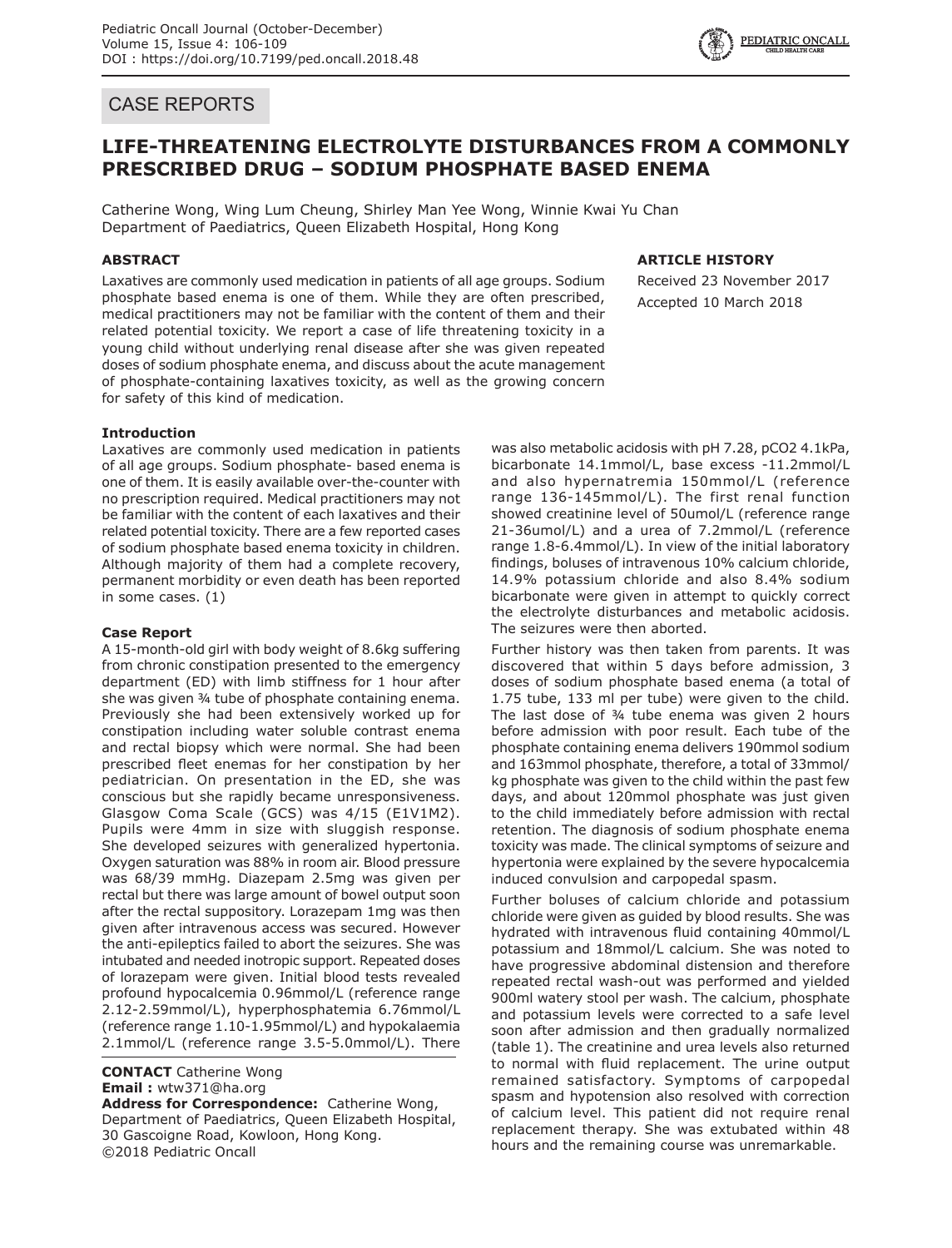## CASE REPORTS

# LIFE-THREATENING ELECTROLYTE DISTURBANCES FROM A COMMONLY PRESCRIBED DRUG – SODIUM PHOSPHATE BASED ENEMA

Catherine Wong, Wing Lum Cheung, Shirley Man Yee Wong, Winnie Kwai Yu Chan
Department of Paediatrics, Queen Elizabeth Hospital, Hong Kong

### ABSTRACT

Laxatives are commonly used medication in patients of all age groups. Sodium phosphate based enema is one of them. While they are often prescribed, medical practitioners may not be familiar with the content of them and their related potential toxicity. We report a case of life threatening toxicity in a young child without underlying renal disease after she was given repeated doses of sodium phosphate enema, and discuss about the acute management of phosphate-containing laxatives toxicity, as well as the growing concern for safety of this kind of medication.

### ARTICLE HISTORY

Received 23 November 2017
Accepted 10 March 2018

### Introduction

Laxatives are commonly used medication in patients of all age groups. Sodium phosphate- based enema is one of them. It is easily available over-the-counter with no prescription required. Medical practitioners may not be familiar with the content of each laxatives and their related potential toxicity. There are a few reported cases of sodium phosphate based enema toxicity in children. Although majority of them had a complete recovery, permanent morbidity or even death has been reported in some cases. (1)

### Case Report

A 15-month-old girl with body weight of 8.6kg suffering from chronic constipation presented to the emergency department (ED) with limb stiffness for 1 hour after she was given ¾ tube of phosphate containing enema. Previously she had been extensively worked up for constipation including water soluble contrast enema and rectal biopsy which were normal. She had been prescribed fleet enemas for her constipation by her pediatrician. On presentation in the ED, she was conscious but she rapidly became unresponsiveness. Glasgow Coma Scale (GCS) was 4/15 (E1V1M2). Pupils were 4mm in size with sluggish response. She developed seizures with generalized hypertonia. Oxygen saturation was 88% in room air. Blood pressure was 68/39 mmHg. Diazepam 2.5mg was given per rectal but there was large amount of bowel output soon after the rectal suppository. Lorazepam 1mg was then given after intravenous access was secured. However the anti-epileptics failed to abort the seizures. She was intubated and needed inotropic support. Repeated doses of lorazepam were given. Initial blood tests revealed profound hypocalcemia 0.96mmol/L (reference range 2.12-2.59mmol/L), hyperphosphatemia 6.76mmol/L (reference range 1.10-1.95mmol/L) and hypokalaemia 2.1mmol/L (reference range 3.5-5.0mmol/L). There was also metabolic acidosis with pH 7.28, pCO2 4.1kPa, bicarbonate 14.1mmol/L, base excess -11.2mmol/L and also hypernatremia 150mmol/L (reference range 136-145mmol/L). The first renal function showed creatinine level of 50umol/L (reference range 21-36umol/L) and a urea of 7.2mmol/L (reference range 1.8-6.4mmol/L). In view of the initial laboratory findings, boluses of intravenous 10% calcium chloride, 14.9% potassium chloride and also 8.4% sodium bicarbonate were given in attempt to quickly correct the electrolyte disturbances and metabolic acidosis. The seizures were then aborted.

Further history was then taken from parents. It was discovered that within 5 days before admission, 3 doses of sodium phosphate based enema (a total of 1.75 tube, 133 ml per tube) were given to the child. The last dose of ¾ tube enema was given 2 hours before admission with poor result. Each tube of the phosphate containing enema delivers 190mmol sodium and 163mmol phosphate, therefore, a total of 33mmol/kg phosphate was given to the child within the past few days, and about 120mmol phosphate was just given to the child immediately before admission with rectal retention. The diagnosis of sodium phosphate enema toxicity was made. The clinical symptoms of seizure and hypertonia were explained by the severe hypocalcemia induced convulsion and carpopedal spasm.

Further boluses of calcium chloride and potassium chloride were given as guided by blood results. She was hydrated with intravenous fluid containing 40mmol/L potassium and 18mmol/L calcium. She was noted to have progressive abdominal distension and therefore repeated rectal wash-out was performed and yielded 900ml watery stool per wash. The calcium, phosphate and potassium levels were corrected to a safe level soon after admission and then gradually normalized (table 1). The creatinine and urea levels also returned to normal with fluid replacement. The urine output remained satisfactory. Symptoms of carpopedal spasm and hypotension also resolved with correction of calcium level. This patient did not require renal replacement therapy. She was extubated within 48 hours and the remaining course was unremarkable.

**CONTACT** Catherine Wong
**Email :** wtw371@ha.org
**Address for Correspondence:** Catherine Wong, Department of Paediatrics, Queen Elizabeth Hospital, 30 Gascoigne Road, Kowloon, Hong Kong.
©2018 Pediatric Oncall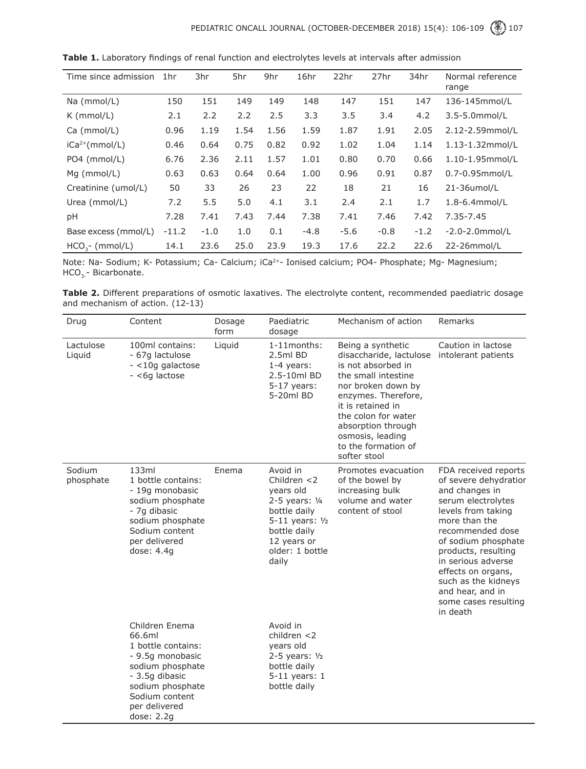**Table 1.** Laboratory findings of renal function and electrolytes levels at intervals after admission

| Time since admission | 1hr | 3hr | 5hr | 9hr | 16hr | 22hr | 27hr | 34hr | Normal reference range |
|---|---|---|---|---|---|---|---|---|---|
| Na (mmol/L) | 150 | 151 | 149 | 149 | 148 | 147 | 151 | 147 | 136-145mmol/L |
| K (mmol/L) | 2.1 | 2.2 | 2.2 | 2.5 | 3.3 | 3.5 | 3.4 | 4.2 | 3.5-5.0mmol/L |
| Ca (mmol/L) | 0.96 | 1.19 | 1.54 | 1.56 | 1.59 | 1.87 | 1.91 | 2.05 | 2.12-2.59mmol/L |
| $iCa^{2+}$(mmol/L) | 0.46 | 0.64 | 0.75 | 0.82 | 0.92 | 1.02 | 1.04 | 1.14 | 1.13-1.32mmol/L |
| PO4 (mmol/L) | 6.76 | 2.36 | 2.11 | 1.57 | 1.01 | 0.80 | 0.70 | 0.66 | 1.10-1.95mmol/L |
| Mg (mmol/L) | 0.63 | 0.63 | 0.64 | 0.64 | 1.00 | 0.96 | 0.91 | 0.87 | 0.7-0.95mmol/L |
| Creatinine (umol/L) | 50 | 33 | 26 | 23 | 22 | 18 | 21 | 16 | 21-36umol/L |
| Urea (mmol/L) | 7.2 | 5.5 | 5.0 | 4.1 | 3.1 | 2.4 | 2.1 | 1.7 | 1.8-6.4mmol/L |
| pH | 7.28 | 7.41 | 7.43 | 7.44 | 7.38 | 7.41 | 7.46 | 7.42 | 7.35-7.45 |
| Base excess (mmol/L) | -11.2 | -1.0 | 1.0 | 0.1 | -4.8 | -5.6 | -0.8 | -1.2 | -2.0-2.0mmol/L |
| $HCO_3^-$ (mmol/L) | 14.1 | 23.6 | 25.0 | 23.9 | 19.3 | 17.6 | 22.2 | 22.6 | 22-26mmol/L |

Note: Na- Sodium; K- Potassium; Ca- Calcium; $iCa^{2+}$- Ionised calcium; PO4- Phosphate; Mg- Magnesium; $HCO_3^-$- Bicarbonate.

**Table 2.** Different preparations of osmotic laxatives. The electrolyte content, recommended paediatric dosage and mechanism of action. (12-13)

| Drug | Content | Dosage form | Paediatric dosage | Mechanism of action | Remarks |
|---|---|---|---|---|---|
| Lactulose Liquid | 100ml contains:<br>- 67g lactulose<br>- <10g galactose<br>- <6g lactose | Liquid | 1-11months: 2.5ml BD<br>1-4 years: 2.5-10ml BD<br>5-17 years: 5-20ml BD | Being a synthetic disaccharide, lactulose is not absorbed in the small intestine nor broken down by enzymes. Therefore, it is retained in the colon for water absorption through osmosis, leading to the formation of softer stool | Caution in lactose intolerant patients |
| Sodium phosphate | 133ml<br>1 bottle contains:<br>- 19g monobasic sodium phosphate<br>- 7g dibasic sodium phosphate<br>Sodium content per delivered dose: 4.4g | Enema | Avoid in Children <2 years old<br>2-5 years: ¼ bottle daily<br>5-11 years: ½ bottle daily<br>12 years or older: 1 bottle daily | Promotes evacuation of the bowel by increasing bulk volume and water content of stool | FDA received reports of severe dehydration and changes in serum electrolytes levels from taking more than the recommended dose of sodium phosphate products, resulting in serious adverse effects on organs, such as the kidneys and hear, and in some cases resulting in death |
| | Children Enema 66.6ml<br>1 bottle contains:<br>- 9.5g monobasic sodium phosphate<br>- 3.5g dibasic sodium phosphate<br>Sodium content per delivered dose: 2.2g | | Avoid in children <2 years old<br>2-5 years: ½ bottle daily<br>5-11 years: 1 bottle daily | | |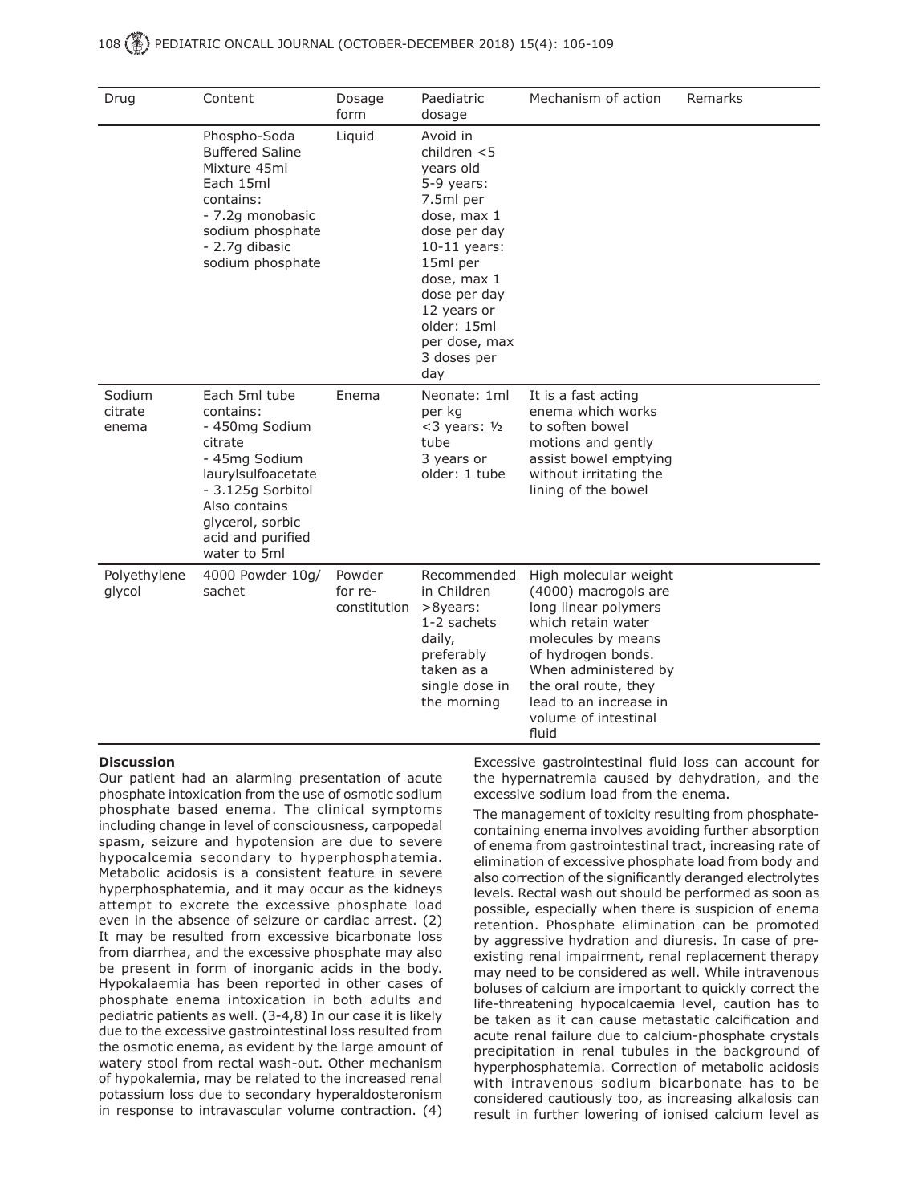| Drug | Content | Dosage form | Paediatric dosage | Mechanism of action | Remarks |
|---|---|---|---|---|---|
| | Phospho-Soda Buffered Saline Mixture 45ml<br>Each 15ml contains:<br>- 7.2g monobasic sodium phosphate<br>- 2.7g dibasic sodium phosphate | Liquid | Avoid in children <5 years old<br>5-9 years: 7.5ml per dose, max 1 dose per day<br>10-11 years: 15ml per dose, max 1 dose per day<br>12 years or older: 15ml per dose, max 3 doses per day | | |
| Sodium citrate enema | Each 5ml tube contains:<br>- 450mg Sodium citrate<br>- 45mg Sodium laurylsulfoacetate<br>- 3.125g Sorbitol<br>Also contains glycerol, sorbic acid and purified water to 5ml | Enema | Neonate: 1ml per kg<br><3 years: ½ tube<br>3 years or older: 1 tube | It is a fast acting enema which works to soften bowel motions and gently assist bowel emptying without irritating the lining of the bowel | |
| Polyethylene glycol | 4000 Powder 10g/ sachet | Powder for re-constitution | Recommended in Children >8years: 1-2 sachets daily, preferably taken as a single dose in the morning | High molecular weight (4000) macrogols are long linear polymers which retain water molecules by means of hydrogen bonds. When administered by the oral route, they lead to an increase in volume of intestinal fluid | |

**Discussion**

Our patient had an alarming presentation of acute phosphate intoxication from the use of osmotic sodium phosphate based enema. The clinical symptoms including change in level of consciousness, carpopedal spasm, seizure and hypotension are due to severe hypocalcemia secondary to hyperphosphatemia. Metabolic acidosis is a consistent feature in severe hyperphosphatemia, and it may occur as the kidneys attempt to excrete the excessive phosphate load even in the absence of seizure or cardiac arrest. (2) It may be resulted from excessive bicarbonate loss from diarrhea, and the excessive phosphate may also be present in form of inorganic acids in the body. Hypokalaemia has been reported in other cases of phosphate enema intoxication in both adults and pediatric patients as well. (3-4,8) In our case it is likely due to the excessive gastrointestinal loss resulted from the osmotic enema, as evident by the large amount of watery stool from rectal wash-out. Other mechanism of hypokalemia, may be related to the increased renal potassium loss due to secondary hyperaldosteronism in response to intravascular volume contraction. (4) Excessive gastrointestinal fluid loss can account for the hypernatremia caused by dehydration, and the excessive sodium load from the enema.

The management of toxicity resulting from phosphate-containing enema involves avoiding further absorption of enema from gastrointestinal tract, increasing rate of elimination of excessive phosphate load from body and also correction of the significantly deranged electrolytes levels. Rectal wash out should be performed as soon as possible, especially when there is suspicion of enema retention. Phosphate elimination can be promoted by aggressive hydration and diuresis. In case of pre-existing renal impairment, renal replacement therapy may need to be considered as well. While intravenous boluses of calcium are important to quickly correct the life-threatening hypocalcaemia level, caution has to be taken as it can cause metastatic calcification and acute renal failure due to calcium-phosphate crystals precipitation in renal tubules in the background of hyperphosphatemia. Correction of metabolic acidosis with intravenous sodium bicarbonate has to be considered cautiously too, as increasing alkalosis can result in further lowering of ionised calcium level as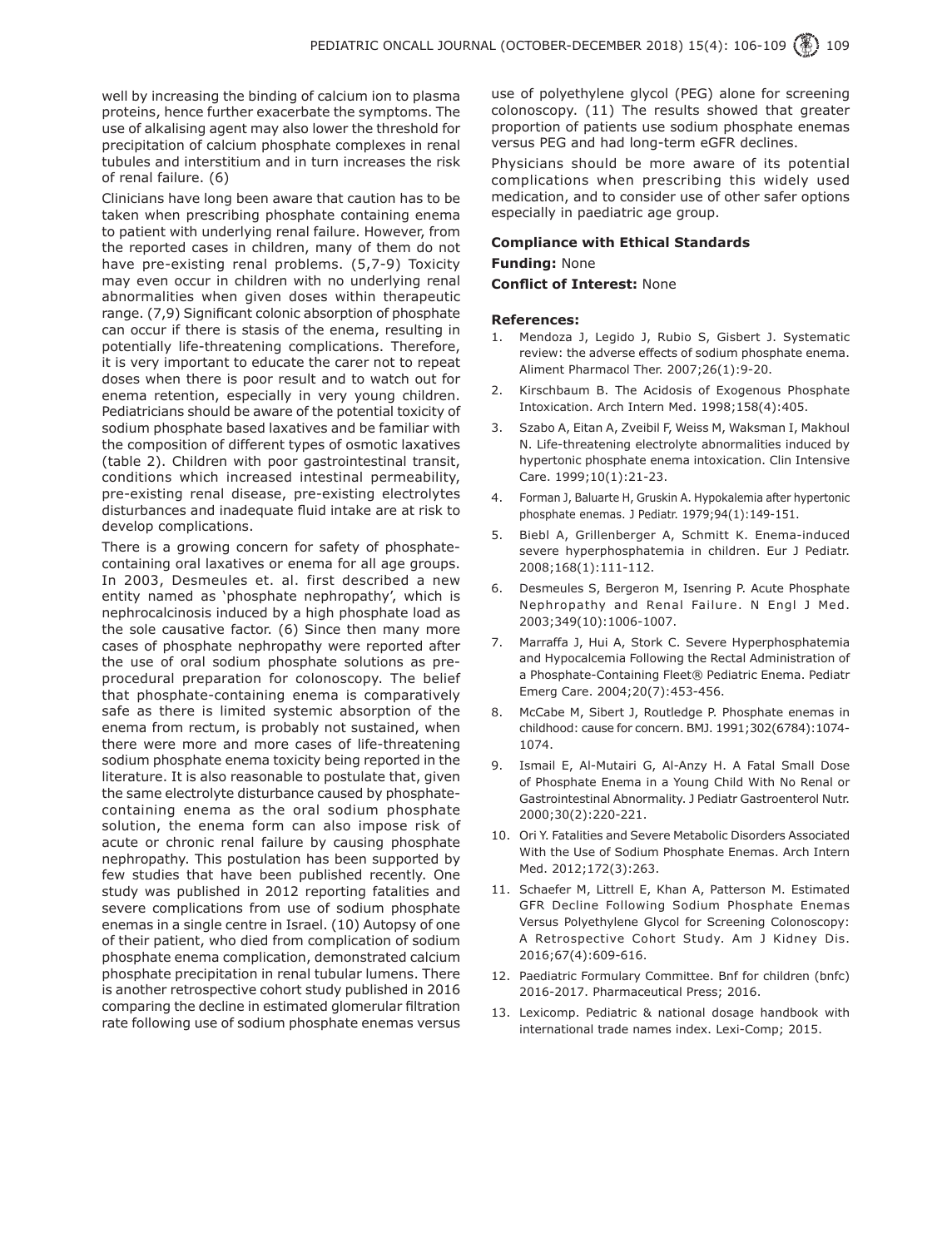well by increasing the binding of calcium ion to plasma proteins, hence further exacerbate the symptoms. The use of alkalising agent may also lower the threshold for precipitation of calcium phosphate complexes in renal tubules and interstitium and in turn increases the risk of renal failure. (6)

Clinicians have long been aware that caution has to be taken when prescribing phosphate containing enema to patient with underlying renal failure. However, from the reported cases in children, many of them do not have pre-existing renal problems. (5,7-9) Toxicity may even occur in children with no underlying renal abnormalities when given doses within therapeutic range. (7,9) Significant colonic absorption of phosphate can occur if there is stasis of the enema, resulting in potentially life-threatening complications. Therefore, it is very important to educate the carer not to repeat doses when there is poor result and to watch out for enema retention, especially in very young children. Pediatricians should be aware of the potential toxicity of sodium phosphate based laxatives and be familiar with the composition of different types of osmotic laxatives (table 2). Children with poor gastrointestinal transit, conditions which increased intestinal permeability, pre-existing renal disease, pre-existing electrolytes disturbances and inadequate fluid intake are at risk to develop complications.

There is a growing concern for safety of phosphate-containing oral laxatives or enema for all age groups. In 2003, Desmeules et. al. first described a new entity named as 'phosphate nephropathy', which is nephrocalcinosis induced by a high phosphate load as the sole causative factor. (6) Since then many more cases of phosphate nephropathy were reported after the use of oral sodium phosphate solutions as pre-procedural preparation for colonoscopy. The belief that phosphate-containing enema is comparatively safe as there is limited systemic absorption of the enema from rectum, is probably not sustained, when there were more and more cases of life-threatening sodium phosphate enema toxicity being reported in the literature. It is also reasonable to postulate that, given the same electrolyte disturbance caused by phosphate-containing enema as the oral sodium phosphate solution, the enema form can also impose risk of acute or chronic renal failure by causing phosphate nephropathy. This postulation has been supported by few studies that have been published recently. One study was published in 2012 reporting fatalities and severe complications from use of sodium phosphate enemas in a single centre in Israel. (10) Autopsy of one of their patient, who died from complication of sodium phosphate enema complication, demonstrated calcium phosphate precipitation in renal tubular lumens. There is another retrospective cohort study published in 2016 comparing the decline in estimated glomerular filtration rate following use of sodium phosphate enemas versus use of polyethylene glycol (PEG) alone for screening colonoscopy. (11) The results showed that greater proportion of patients use sodium phosphate enemas versus PEG and had long-term eGFR declines.

Physicians should be more aware of its potential complications when prescribing this widely used medication, and to consider use of other safer options especially in paediatric age group.

**Compliance with Ethical Standards**

**Funding:** None

**Conflict of Interest:** None

**References:**

1. Mendoza J, Legido J, Rubio S, Gisbert J. Systematic review: the adverse effects of sodium phosphate enema. Aliment Pharmacol Ther. 2007;26(1):9-20.
2. Kirschbaum B. The Acidosis of Exogenous Phosphate Intoxication. Arch Intern Med. 1998;158(4):405.
3. Szabo A, Eitan A, Zveibil F, Weiss M, Waksman I, Makhoul N. Life-threatening electrolyte abnormalities induced by hypertonic phosphate enema intoxication. Clin Intensive Care. 1999;10(1):21-23.
4. Forman J, Baluarte H, Gruskin A. Hypokalemia after hypertonic phosphate enemas. J Pediatr. 1979;94(1):149-151.
5. Biebl A, Grillenberger A, Schmitt K. Enema-induced severe hyperphosphatemia in children. Eur J Pediatr. 2008;168(1):111-112.
6. Desmeules S, Bergeron M, Isenring P. Acute Phosphate Nephropathy and Renal Failure. N Engl J Med. 2003;349(10):1006-1007.
7. Marraffa J, Hui A, Stork C. Severe Hyperphosphatemia and Hypocalcemia Following the Rectal Administration of a Phosphate-Containing Fleet® Pediatric Enema. Pediatr Emerg Care. 2004;20(7):453-456.
8. McCabe M, Sibert J, Routledge P. Phosphate enemas in childhood: cause for concern. BMJ. 1991;302(6784):1074-1074.
9. Ismail E, Al-Mutairi G, Al-Anzy H. A Fatal Small Dose of Phosphate Enema in a Young Child With No Renal or Gastrointestinal Abnormality. J Pediatr Gastroenterol Nutr. 2000;30(2):220-221.
10. Ori Y. Fatalities and Severe Metabolic Disorders Associated With the Use of Sodium Phosphate Enemas. Arch Intern Med. 2012;172(3):263.
11. Schaefer M, Littrell E, Khan A, Patterson M. Estimated GFR Decline Following Sodium Phosphate Enemas Versus Polyethylene Glycol for Screening Colonoscopy: A Retrospective Cohort Study. Am J Kidney Dis. 2016;67(4):609-616.
12. Paediatric Formulary Committee. Bnf for children (bnfc) 2016-2017. Pharmaceutical Press; 2016.
13. Lexicomp. Pediatric & national dosage handbook with international trade names index. Lexi-Comp; 2015.